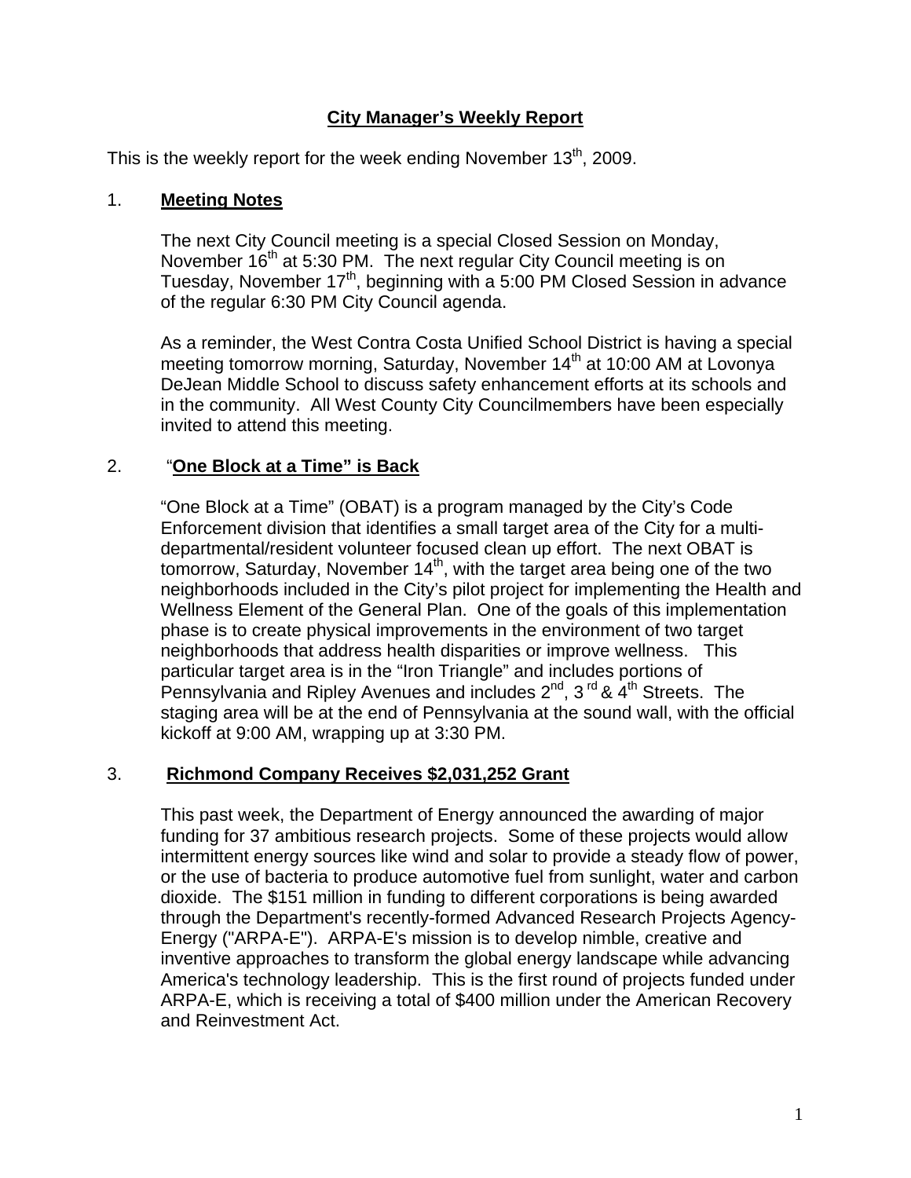# City Manager's Weekly Report

This is the weekly report for the week ending November 13th, 2009.

## 1. Meeting Notes

The next City Council meeting is a special Closed Session on Monday, November 16th at 5:30 PM. The next regular City Council meeting is on Tuesday, November 17th, beginning with a 5:00 PM Closed Session in advance of the regular 6:30 PM City Council agenda.

As a reminder, the West Contra Costa Unified School District is having a special meeting tomorrow morning, Saturday, November 14th at 10:00 AM at Lovonya DeJean Middle School to discuss safety enhancement efforts at its schools and in the community. All West County City Councilmembers have been especially invited to attend this meeting.

## 2. "One Block at a Time" is Back

"One Block at a Time" (OBAT) is a program managed by the City's Code Enforcement division that identifies a small target area of the City for a multi-departmental/resident volunteer focused clean up effort. The next OBAT is tomorrow, Saturday, November 14th, with the target area being one of the two neighborhoods included in the City's pilot project for implementing the Health and Wellness Element of the General Plan. One of the goals of this implementation phase is to create physical improvements in the environment of two target neighborhoods that address health disparities or improve wellness. This particular target area is in the "Iron Triangle" and includes portions of Pennsylvania and Ripley Avenues and includes 2nd, 3rd & 4th Streets. The staging area will be at the end of Pennsylvania at the sound wall, with the official kickoff at 9:00 AM, wrapping up at 3:30 PM.

## 3. Richmond Company Receives $2,031,252 Grant

This past week, the Department of Energy announced the awarding of major funding for 37 ambitious research projects. Some of these projects would allow intermittent energy sources like wind and solar to provide a steady flow of power, or the use of bacteria to produce automotive fuel from sunlight, water and carbon dioxide. The $151 million in funding to different corporations is being awarded through the Department's recently-formed Advanced Research Projects Agency-Energy ("ARPA-E"). ARPA-E's mission is to develop nimble, creative and inventive approaches to transform the global energy landscape while advancing America's technology leadership. This is the first round of projects funded under ARPA-E, which is receiving a total of $400 million under the American Recovery and Reinvestment Act.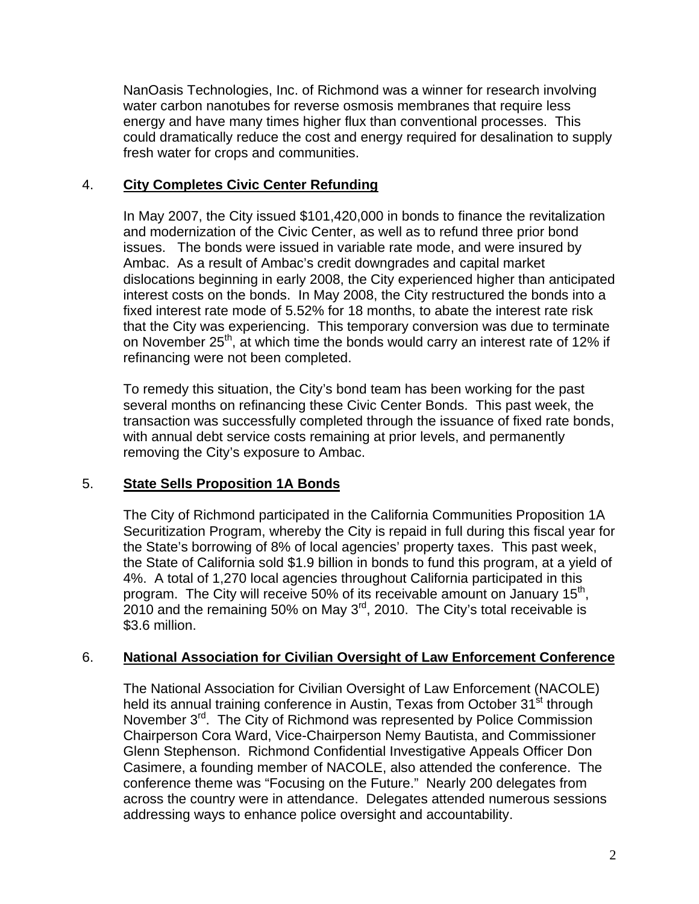NanoOasis Technologies, Inc. of Richmond was a winner for research involving water carbon nanotubes for reverse osmosis membranes that require less energy and have many times higher flux than conventional processes. This could dramatically reduce the cost and energy required for desalination to supply fresh water for crops and communities.

4. **City Completes Civic Center Refunding**

In May 2007, the City issued $101,420,000 in bonds to finance the revitalization and modernization of the Civic Center, as well as to refund three prior bond issues. The bonds were issued in variable rate mode, and were insured by Ambac. As a result of Ambac's credit downgrades and capital market dislocations beginning in early 2008, the City experienced higher than anticipated interest costs on the bonds. In May 2008, the City restructured the bonds into a fixed interest rate mode of 5.52% for 18 months, to abate the interest rate risk that the City was experiencing. This temporary conversion was due to terminate on November 25th, at which time the bonds would carry an interest rate of 12% if refinancing were not been completed.

To remedy this situation, the City's bond team has been working for the past several months on refinancing these Civic Center Bonds. This past week, the transaction was successfully completed through the issuance of fixed rate bonds, with annual debt service costs remaining at prior levels, and permanently removing the City's exposure to Ambac.

5. **State Sells Proposition 1A Bonds**

The City of Richmond participated in the California Communities Proposition 1A Securitization Program, whereby the City is repaid in full during this fiscal year for the State's borrowing of 8% of local agencies' property taxes. This past week, the State of California sold $1.9 billion in bonds to fund this program, at a yield of 4%. A total of 1,270 local agencies throughout California participated in this program. The City will receive 50% of its receivable amount on January 15th, 2010 and the remaining 50% on May 3rd, 2010. The City's total receivable is $3.6 million.

6. **National Association for Civilian Oversight of Law Enforcement Conference**

The National Association for Civilian Oversight of Law Enforcement (NACOLE) held its annual training conference in Austin, Texas from October 31st through November 3rd. The City of Richmond was represented by Police Commission Chairperson Cora Ward, Vice-Chairperson Nemy Bautista, and Commissioner Glenn Stephenson. Richmond Confidential Investigative Appeals Officer Don Casimere, a founding member of NACOLE, also attended the conference. The conference theme was "Focusing on the Future." Nearly 200 delegates from across the country were in attendance. Delegates attended numerous sessions addressing ways to enhance police oversight and accountability.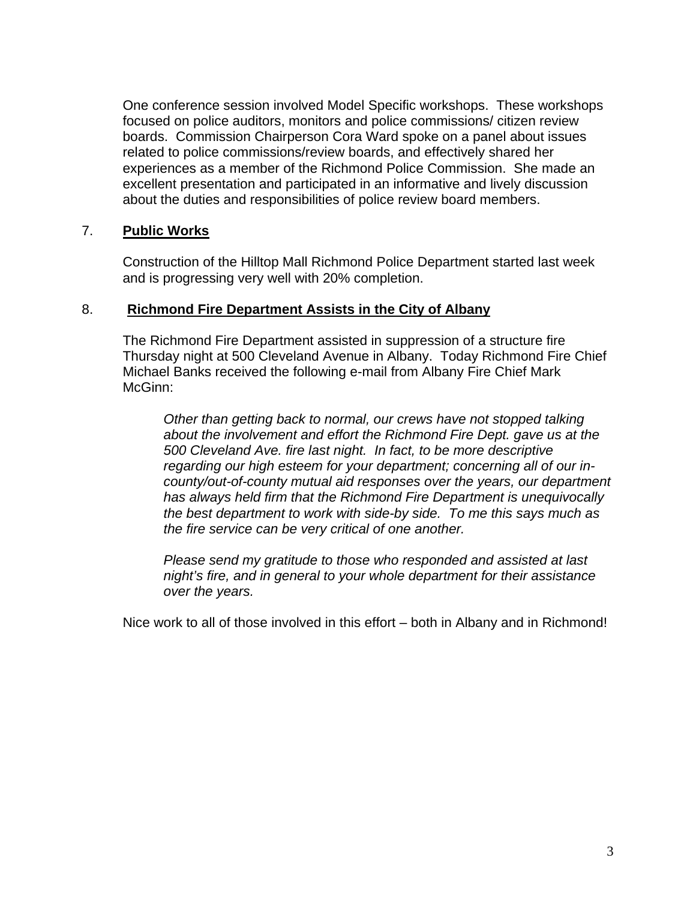One conference session involved Model Specific workshops. These workshops focused on police auditors, monitors and police commissions/ citizen review boards. Commission Chairperson Cora Ward spoke on a panel about issues related to police commissions/review boards, and effectively shared her experiences as a member of the Richmond Police Commission. She made an excellent presentation and participated in an informative and lively discussion about the duties and responsibilities of police review board members.

7. **Public Works**

Construction of the Hilltop Mall Richmond Police Department started last week and is progressing very well with 20% completion.

8. **Richmond Fire Department Assists in the City of Albany**

The Richmond Fire Department assisted in suppression of a structure fire Thursday night at 500 Cleveland Avenue in Albany. Today Richmond Fire Chief Michael Banks received the following e-mail from Albany Fire Chief Mark McGinn:

> *Other than getting back to normal, our crews have not stopped talking about the involvement and effort the Richmond Fire Dept. gave us at the 500 Cleveland Ave. fire last night. In fact, to be more descriptive regarding our high esteem for your department; concerning all of our in-county/out-of-county mutual aid responses over the years, our department has always held firm that the Richmond Fire Department is unequivocally the best department to work with side-by side. To me this says much as the fire service can be very critical of one another.*
>
> *Please send my gratitude to those who responded and assisted at last night's fire, and in general to your whole department for their assistance over the years.*

Nice work to all of those involved in this effort – both in Albany and in Richmond!